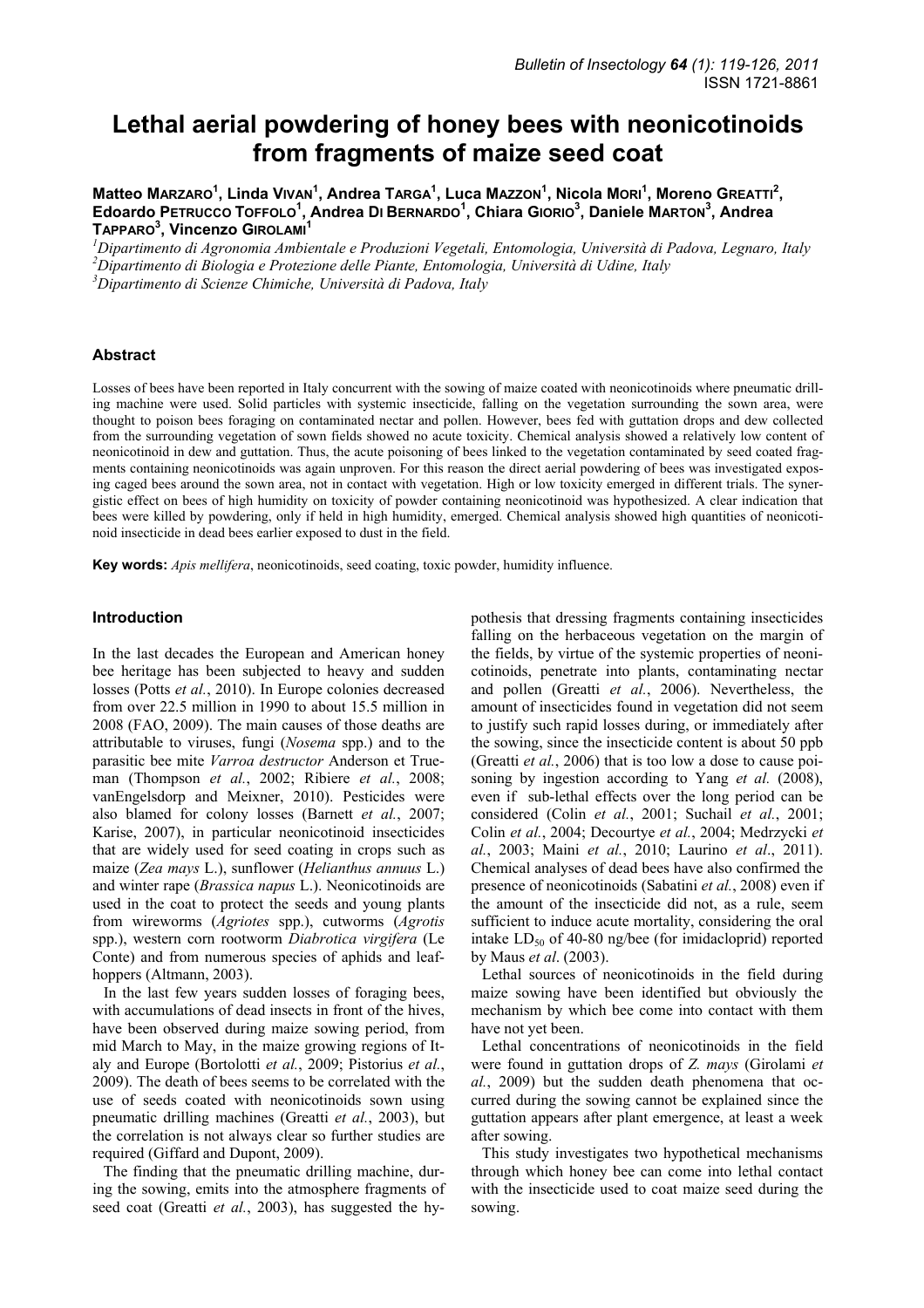# Lethal aerial powdering of honey bees with neonicotinoids from fragments of maize seed coat

**Matteo Marzaro[1], Linda Vivan[1], Andrea Targa[1], Luca Mazzon[1], Nicola Mori[1], Moreno Greatti[2], Edoardo Petrucco Toffolo[1], Andrea Di Bernardo[1], Chiara Giorio[3], Daniele Marton[3], Andrea Tapparo[3], Vincenzo Girolami[1]**

[1]*Dipartimento di Agronomia Ambientale e Produzioni Vegetali, Entomologia, Università di Padova, Legnaro, Italy*
[2]*Dipartimento di Biologia e Protezione delle Piante, Entomologia, Università di Udine, Italy*
[3]*Dipartimento di Scienze Chimiche, Università di Padova, Italy*

## Abstract

Losses of bees have been reported in Italy concurrent with the sowing of maize coated with neonicotinoids where pneumatic drilling machine were used. Solid particles with systemic insecticide, falling on the vegetation surrounding the sown area, were thought to poison bees foraging on contaminated nectar and pollen. However, bees fed with guttation drops and dew collected from the surrounding vegetation of sown fields showed no acute toxicity. Chemical analysis showed a relatively low content of neonicotinoid in dew and guttation. Thus, the acute poisoning of bees linked to the vegetation contaminated by seed coated fragments containing neonicotinoids was again unproven. For this reason the direct aerial powdering of bees was investigated exposing caged bees around the sown area, not in contact with vegetation. High or low toxicity emerged in different trials. The synergistic effect on bees of high humidity on toxicity of powder containing neonicotinoid was hypothesized. A clear indication that bees were killed by powdering, only if held in high humidity, emerged. Chemical analysis showed high quantities of neonicotinoid insecticide in dead bees earlier exposed to dust in the field.

**Key words:** *Apis mellifera*, neonicotinoids, seed coating, toxic powder, humidity influence.

## Introduction

In the last decades the European and American honey bee heritage has been subjected to heavy and sudden losses (Potts *et al.*, 2010). In Europe colonies decreased from over 22.5 million in 1990 to about 15.5 million in 2008 (FAO, 2009). The main causes of those deaths are attributable to viruses, fungi (*Nosema* spp.) and to the parasitic bee mite *Varroa destructor* Anderson et Trueman (Thompson *et al.*, 2002; Ribiere *et al.*, 2008; vanEngelsdorp and Meixner, 2010). Pesticides were also blamed for colony losses (Barnett *et al.*, 2007; Karise, 2007), in particular neonicotinoid insecticides that are widely used for seed coating in crops such as maize (*Zea mays* L.), sunflower (*Helianthus annuus* L.) and winter rape (*Brassica napus* L.). Neonicotinoids are used in the coat to protect the seeds and young plants from wireworms (*Agriotes* spp.), cutworms (*Agrotis* spp.), western corn rootworm *Diabrotica virgifera* (Le Conte) and from numerous species of aphids and leafhoppers (Altmann, 2003).

In the last few years sudden losses of foraging bees, with accumulations of dead insects in front of the hives, have been observed during maize sowing period, from mid March to May, in the maize growing regions of Italy and Europe (Bortolotti *et al.*, 2009; Pistorius *et al.*, 2009). The death of bees seems to be correlated with the use of seeds coated with neonicotinoids sown using pneumatic drilling machines (Greatti *et al.*, 2003), but the correlation is not always clear so further studies are required (Giffard and Dupont, 2009).

The finding that the pneumatic drilling machine, during the sowing, emits into the atmosphere fragments of seed coat (Greatti *et al.*, 2003), has suggested the hypothesis that dressing fragments containing insecticides falling on the herbaceous vegetation on the margin of the fields, by virtue of the systemic properties of neonicotinoids, penetrate into plants, contaminating nectar and pollen (Greatti *et al.*, 2006). Nevertheless, the amount of insecticides found in vegetation did not seem to justify such rapid losses during, or immediately after the sowing, since the insecticide content is about 50 ppb (Greatti *et al.*, 2006) that is too low a dose to cause poisoning by ingestion according to Yang *et al.* (2008), even if sub-lethal effects over the long period can be considered (Colin *et al.*, 2001; Suchail *et al.*, 2001; Colin *et al.*, 2004; Decourtye *et al.*, 2004; Medrzycki *et al.*, 2003; Maini *et al.*, 2010; Laurino *et al*., 2011). Chemical analyses of dead bees have also confirmed the presence of neonicotinoids (Sabatini *et al.*, 2008) even if the amount of the insecticide did not, as a rule, seem sufficient to induce acute mortality, considering the oral intake $LD_{50}$ of 40-80 ng/bee (for imidacloprid) reported by Maus *et al*. (2003).

Lethal sources of neonicotinoids in the field during maize sowing have been identified but obviously the mechanism by which bee come into contact with them have not yet been.

Lethal concentrations of neonicotinoids in the field were found in guttation drops of *Z. mays* (Girolami *et al.*, 2009) but the sudden death phenomena that occurred during the sowing cannot be explained since the guttation appears after plant emergence, at least a week after sowing.

This study investigates two hypothetical mechanisms through which honey bee can come into lethal contact with the insecticide used to coat maize seed during the sowing.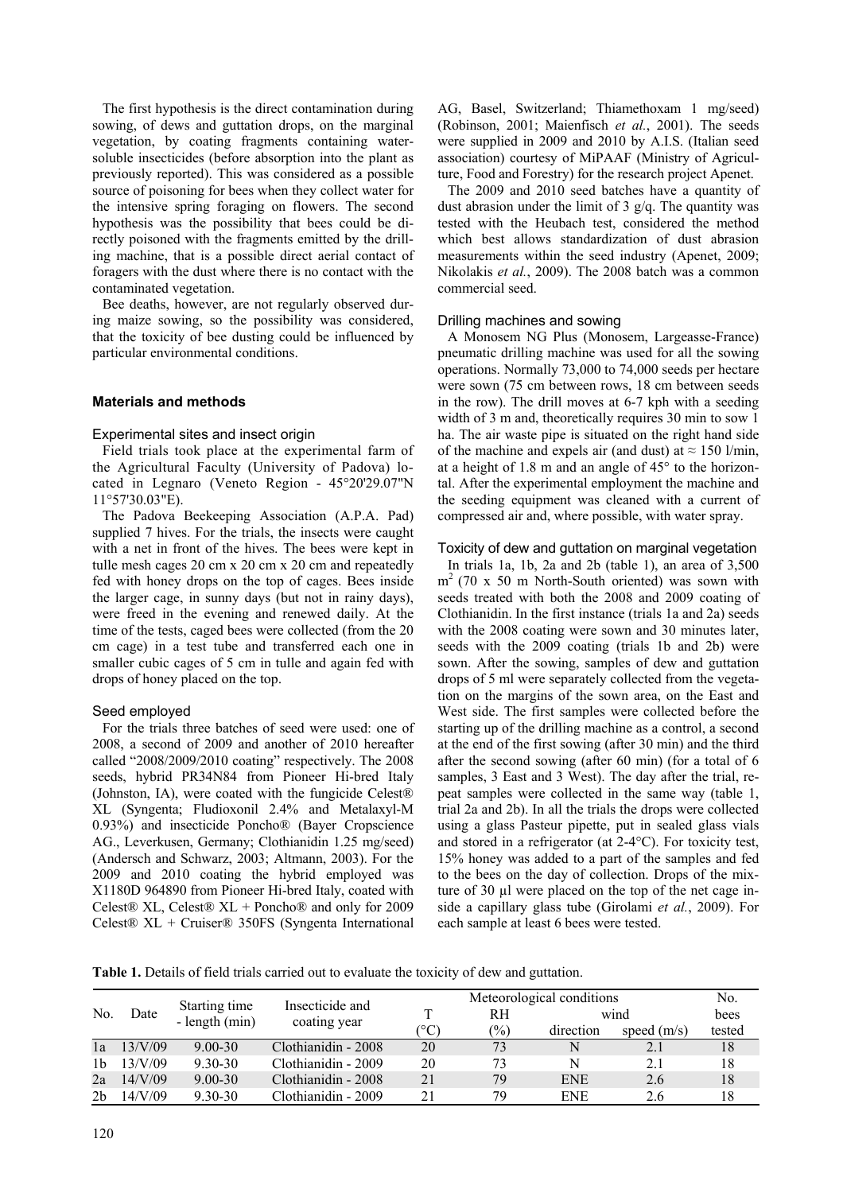The first hypothesis is the direct contamination during sowing, of dews and guttation drops, on the marginal vegetation, by coating fragments containing water-soluble insecticides (before absorption into the plant as previously reported). This was considered as a possible source of poisoning for bees when they collect water for the intensive spring foraging on flowers. The second hypothesis was the possibility that bees could be directly poisoned with the fragments emitted by the drilling machine, that is a possible direct aerial contact of foragers with the dust where there is no contact with the contaminated vegetation.

Bee deaths, however, are not regularly observed during maize sowing, so the possibility was considered, that the toxicity of bee dusting could be influenced by particular environmental conditions.

## Materials and methods

### Experimental sites and insect origin

Field trials took place at the experimental farm of the Agricultural Faculty (University of Padova) located in Legnaro (Veneto Region - 45°20'29.07"N 11°57'30.03"E).

The Padova Beekeeping Association (A.P.A. Pad) supplied 7 hives. For the trials, the insects were caught with a net in front of the hives. The bees were kept in tulle mesh cages 20 cm x 20 cm x 20 cm and repeatedly fed with honey drops on the top of cages. Bees inside the larger cage, in sunny days (but not in rainy days), were freed in the evening and renewed daily. At the time of the tests, caged bees were collected (from the 20 cm cage) in a test tube and transferred each one in smaller cubic cages of 5 cm in tulle and again fed with drops of honey placed on the top.

### Seed employed

For the trials three batches of seed were used: one of 2008, a second of 2009 and another of 2010 hereafter called "2008/2009/2010 coating" respectively. The 2008 seeds, hybrid PR34N84 from Pioneer Hi-bred Italy (Johnston, IA), were coated with the fungicide Celest® XL (Syngenta; Fludioxonil 2.4% and Metalaxyl-M 0.93%) and insecticide Poncho® (Bayer Cropscience AG., Leverkusen, Germany; Clothianidin 1.25 mg/seed) (Andersch and Schwarz, 2003; Altmann, 2003). For the 2009 and 2010 coating the hybrid employed was X1180D 964890 from Pioneer Hi-bred Italy, coated with Celest® XL, Celest® XL + Poncho® and only for 2009 Celest® XL + Cruiser® 350FS (Syngenta International AG, Basel, Switzerland; Thiamethoxam 1 mg/seed) (Robinson, 2001; Maienfisch *et al.*, 2001). The seeds were supplied in 2009 and 2010 by A.I.S. (Italian seed association) courtesy of MiPAAF (Ministry of Agriculture, Food and Forestry) for the research project Apenet.

The 2009 and 2010 seed batches have a quantity of dust abrasion under the limit of 3 g/q. The quantity was tested with the Heubach test, considered the method which best allows standardization of dust abrasion measurements within the seed industry (Apenet, 2009; Nikolakis *et al.*, 2009). The 2008 batch was a common commercial seed.

### Drilling machines and sowing

A Monosem NG Plus (Monosem, Largeasse-France) pneumatic drilling machine was used for all the sowing operations. Normally 73,000 to 74,000 seeds per hectare were sown (75 cm between rows, 18 cm between seeds in the row). The drill moves at 6-7 kph with a seeding width of 3 m and, theoretically requires 30 min to sow 1 ha. The air waste pipe is situated on the right hand side of the machine and expels air (and dust) at ≈ 150 l/min, at a height of 1.8 m and an angle of 45° to the horizontal. After the experimental employment the machine and the seeding equipment was cleaned with a current of compressed air and, where possible, with water spray.

### Toxicity of dew and guttation on marginal vegetation

In trials 1a, 1b, 2a and 2b (table 1), an area of 3,500 $m^2$ (70 x 50 m North-South oriented) was sown with seeds treated with both the 2008 and 2009 coating of Clothianidin. In the first instance (trials 1a and 2a) seeds with the 2008 coating were sown and 30 minutes later, seeds with the 2009 coating (trials 1b and 2b) were sown. After the sowing, samples of dew and guttation drops of 5 ml were separately collected from the vegetation on the margins of the sown area, on the East and West side. The first samples were collected before the starting up of the drilling machine as a control, a second at the end of the first sowing (after 30 min) and the third after the second sowing (after 60 min) (for a total of 6 samples, 3 East and 3 West). The day after the trial, repeat samples were collected in the same way (table 1, trial 2a and 2b). In all the trials the drops were collected using a glass Pasteur pipette, put in sealed glass vials and stored in a refrigerator (at 2-4°C). For toxicity test, 15% honey was added to a part of the samples and fed to the bees on the day of collection. Drops of the mixture of 30 µl were placed on the top of the net cage inside a capillary glass tube (Girolami *et al.*, 2009). For each sample at least 6 bees were tested.

**Table 1.** Details of field trials carried out to evaluate the toxicity of dew and guttation.

| No. | Date | Starting time - length (min) | Insecticide and coating year | Meteorological conditions | | | | No. bees tested |
|---|---|---|---|---|---|---|---|---|
| | | | | T (°C) | RH (%) | wind direction | wind speed (m/s) | |
| 1a | 13/V/09 | 9.00-30 | Clothianidin - 2008 | 20 | 73 | N | 2.1 | 18 |
| 1b | 13/V/09 | 9.30-30 | Clothianidin - 2009 | 20 | 73 | N | 2.1 | 18 |
| 2a | 14/V/09 | 9.00-30 | Clothianidin - 2008 | 21 | 79 | ENE | 2.6 | 18 |
| 2b | 14/V/09 | 9.30-30 | Clothianidin - 2009 | 21 | 79 | ENE | 2.6 | 18 |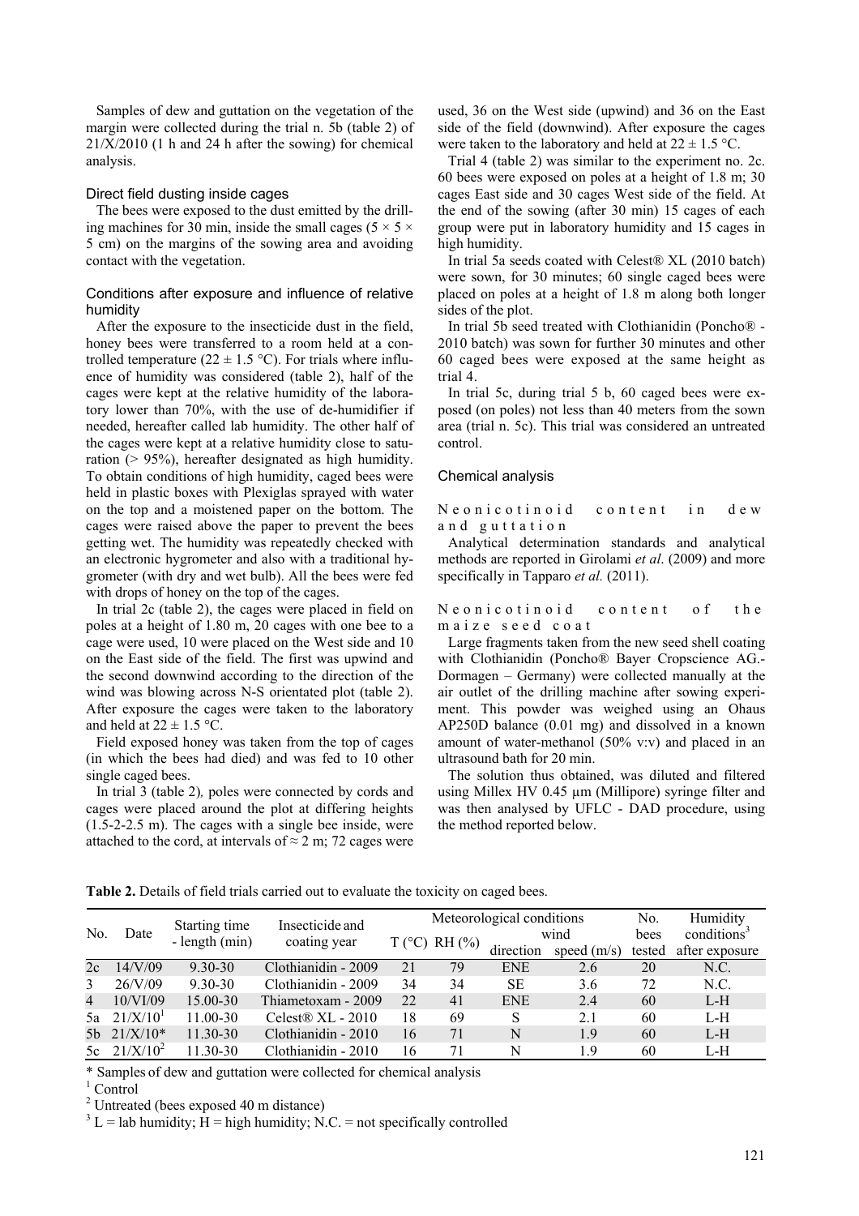Samples of dew and guttation on the vegetation of the margin were collected during the trial n. 5b (table 2) of 21/X/2010 (1 h and 24 h after the sowing) for chemical analysis.

### Direct field dusting inside cages

The bees were exposed to the dust emitted by the drilling machines for 30 min, inside the small cages (5 × 5 × 5 cm) on the margins of the sowing area and avoiding contact with the vegetation.

### Conditions after exposure and influence of relative humidity

After the exposure to the insecticide dust in the field, honey bees were transferred to a room held at a controlled temperature (22 ± 1.5 °C). For trials where influence of humidity was considered (table 2), half of the cages were kept at the relative humidity of the laboratory lower than 70%, with the use of de-humidifier if needed, hereafter called lab humidity. The other half of the cages were kept at a relative humidity close to saturation (> 95%), hereafter designated as high humidity. To obtain conditions of high humidity, caged bees were held in plastic boxes with Plexiglas sprayed with water on the top and a moistened paper on the bottom. The cages were raised above the paper to prevent the bees getting wet. The humidity was repeatedly checked with an electronic hygrometer and also with a traditional hygrometer (with dry and wet bulb). All the bees were fed with drops of honey on the top of the cages.

In trial 2c (table 2), the cages were placed in field on poles at a height of 1.80 m, 20 cages with one bee to a cage were used, 10 were placed on the West side and 10 on the East side of the field. The first was upwind and the second downwind according to the direction of the wind was blowing across N-S orientated plot (table 2). After exposure the cages were taken to the laboratory and held at 22 ± 1.5 °C.

Field exposed honey was taken from the top of cages (in which the bees had died) and was fed to 10 other single caged bees.

In trial 3 (table 2)*,* poles were connected by cords and cages were placed around the plot at differing heights (1.5-2-2.5 m). The cages with a single bee inside, were attached to the cord, at intervals of ≈ 2 m; 72 cages were used, 36 on the West side (upwind) and 36 on the East side of the field (downwind). After exposure the cages were taken to the laboratory and held at 22 ± 1.5 °C.

Trial 4 (table 2) was similar to the experiment no. 2c. 60 bees were exposed on poles at a height of 1.8 m; 30 cages East side and 30 cages West side of the field. At the end of the sowing (after 30 min) 15 cages of each group were put in laboratory humidity and 15 cages in high humidity.

In trial 5a seeds coated with Celest® XL (2010 batch) were sown, for 30 minutes; 60 single caged bees were placed on poles at a height of 1.8 m along both longer sides of the plot.

In trial 5b seed treated with Clothianidin (Poncho® - 2010 batch) was sown for further 30 minutes and other 60 caged bees were exposed at the same height as trial 4.

In trial 5c, during trial 5 b, 60 caged bees were exposed (on poles) not less than 40 meters from the sown area (trial n. 5c). This trial was considered an untreated control.

### Chemical analysis

#### Neonicotinoid content in dew and guttation

Analytical determination standards and analytical methods are reported in Girolami *et al*. (2009) and more specifically in Tapparo *et al.* (2011).

#### Neonicotinoid content of the maize seed coat

Large fragments taken from the new seed shell coating with Clothianidin (Poncho® Bayer Cropscience AG.- Dormagen – Germany) were collected manually at the air outlet of the drilling machine after sowing experiment. This powder was weighed using an Ohaus AP250D balance (0.01 mg) and dissolved in a known amount of water-methanol (50% v:v) and placed in an ultrasound bath for 20 min.

The solution thus obtained, was diluted and filtered using Millex HV 0.45 µm (Millipore) syringe filter and was then analysed by UFLC - DAD procedure, using the method reported below.

**Table 2.** Details of field trials carried out to evaluate the toxicity on caged bees.

| No. | Date | Starting time - length (min) | Insecticide and coating year | Meteorological conditions | | | | No. bees tested | Humidity conditions[3] after exposure |
|---|---|---|---|---|---|---|---|---|---|
| | | | | T (°C) | RH (%) | wind direction | wind speed (m/s) | | |
| 2c | 14/V/09 | 9.30-30 | Clothianidin - 2009 | 21 | 79 | ENE | 2.6 | 20 | N.C. |
| 3 | 26/V/09 | 9.30-30 | Clothianidin - 2009 | 34 | 34 | SE | 3.6 | 72 | N.C. |
| 4 | 10/VI/09 | 15.00-30 | Thiametoxam - 2009 | 22 | 41 | ENE | 2.4 | 60 | L-H |
| 5a | 21/X/10[1] | 11.00-30 | Celest® XL - 2010 | 18 | 69 | S | 2.1 | 60 | L-H |
| 5b | 21/X/10* | 11.30-30 | Clothianidin - 2010 | 16 | 71 | N | 1.9 | 60 | L-H |
| 5c | 21/X/10[2] | 11.30-30 | Clothianidin - 2010 | 16 | 71 | N | 1.9 | 60 | L-H |

\* Samples of dew and guttation were collected for chemical analysis
[1] Control
[2] Untreated (bees exposed 40 m distance)
[3] L = lab humidity; H = high humidity; N.C. = not specifically controlled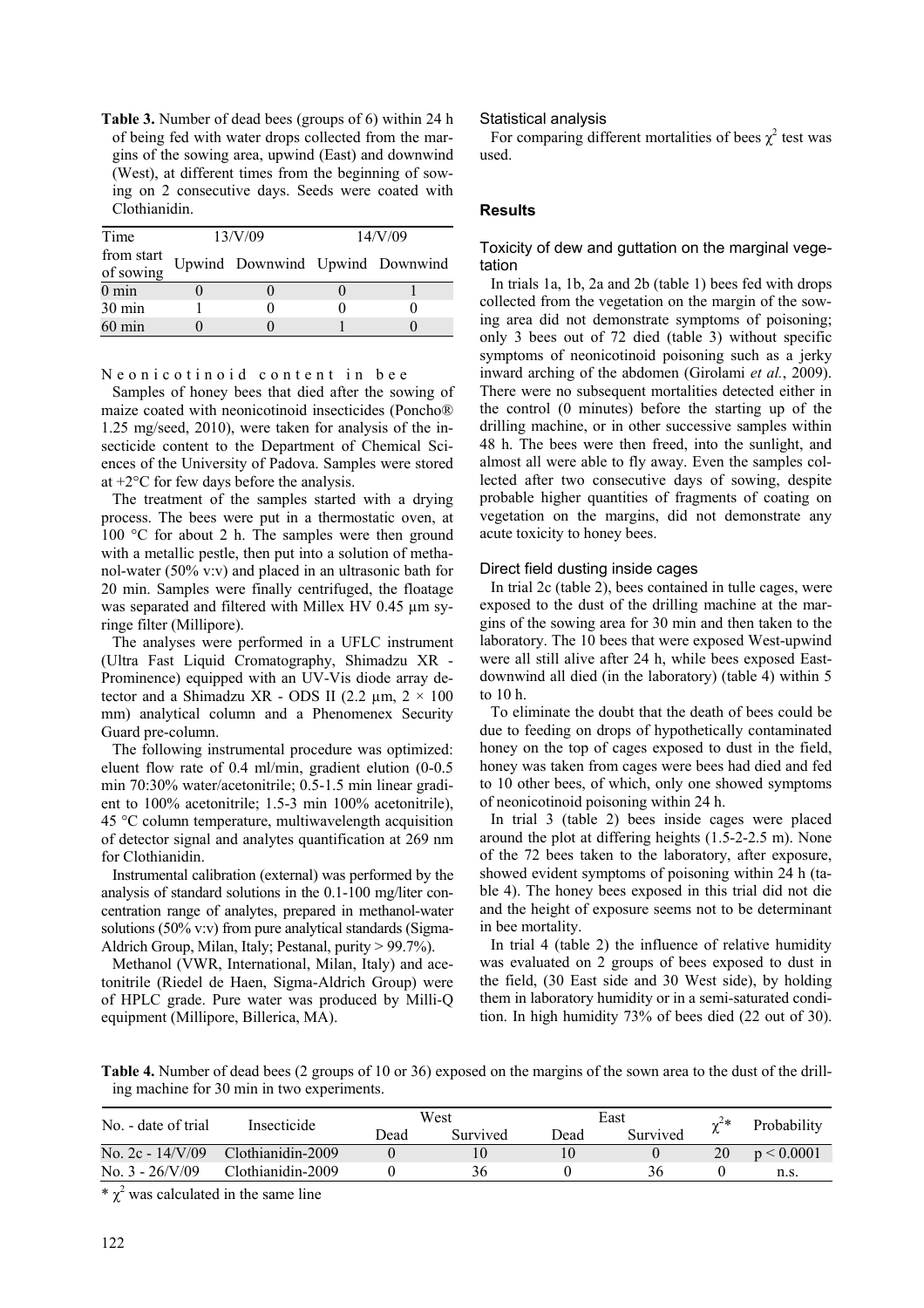**Table 3.** Number of dead bees (groups of 6) within 24 h of being fed with water drops collected from the margins of the sowing area, upwind (East) and downwind (West), at different times from the beginning of sowing on 2 consecutive days. Seeds were coated with Clothianidin.

| Time from start of sowing | 13/V/09 | | 14/V/09 | |
|---|---|---|---|---|
| | Upwind | Downwind | Upwind | Downwind |
| 0 min | 0 | 0 | 0 | 1 |
| 30 min | 1 | 0 | 0 | 0 |
| 60 min | 0 | 0 | 1 | 0 |

N e o n i c o t i n o i d c o n t e n t i n b e e

Samples of honey bees that died after the sowing of maize coated with neonicotinoid insecticides (Poncho® 1.25 mg/seed, 2010), were taken for analysis of the insecticide content to the Department of Chemical Sciences of the University of Padova. Samples were stored at +2°C for few days before the analysis.

The treatment of the samples started with a drying process. The bees were put in a thermostatic oven, at 100 °C for about 2 h. The samples were then ground with a metallic pestle, then put into a solution of methanol-water (50% v:v) and placed in an ultrasonic bath for 20 min. Samples were finally centrifuged, the floatage was separated and filtered with Millex HV 0.45 µm syringe filter (Millipore).

The analyses were performed in a UFLC instrument (Ultra Fast Liquid Cromatography, Shimadzu XR - Prominence) equipped with an UV-Vis diode array detector and a Shimadzu XR - ODS II (2.2 µm, 2 × 100 mm) analytical column and a Phenomenex Security Guard pre-column.

The following instrumental procedure was optimized: eluent flow rate of 0.4 ml/min, gradient elution (0-0.5 min 70:30% water/acetonitrile; 0.5-1.5 min linear gradient to 100% acetonitrile; 1.5-3 min 100% acetonitrile), 45 °C column temperature, multiwavelength acquisition of detector signal and analytes quantification at 269 nm for Clothianidin.

Instrumental calibration (external) was performed by the analysis of standard solutions in the 0.1-100 mg/liter concentration range of analytes, prepared in methanol-water solutions (50% v:v) from pure analytical standards (Sigma-Aldrich Group, Milan, Italy; Pestanal, purity > 99.7%).

Methanol (VWR, International, Milan, Italy) and acetonitrile (Riedel de Haen, Sigma-Aldrich Group) were of HPLC grade. Pure water was produced by Milli-Q equipment (Millipore, Billerica, MA).

### Statistical analysis

For comparing different mortalities of bees $\chi^2$ test was used.

## Results

### Toxicity of dew and guttation on the marginal vegetation

In trials 1a, 1b, 2a and 2b (table 1) bees fed with drops collected from the vegetation on the margin of the sowing area did not demonstrate symptoms of poisoning; only 3 bees out of 72 died (table 3) without specific symptoms of neonicotinoid poisoning such as a jerky inward arching of the abdomen (Girolami *et al.*, 2009). There were no subsequent mortalities detected either in the control (0 minutes) before the starting up of the drilling machine, or in other successive samples within 48 h. The bees were then freed, into the sunlight, and almost all were able to fly away. Even the samples collected after two consecutive days of sowing, despite probable higher quantities of fragments of coating on vegetation on the margins, did not demonstrate any acute toxicity to honey bees.

### Direct field dusting inside cages

In trial 2c (table 2), bees contained in tulle cages, were exposed to the dust of the drilling machine at the margins of the sowing area for 30 min and then taken to the laboratory. The 10 bees that were exposed West-upwind were all still alive after 24 h, while bees exposed East-downwind all died (in the laboratory) (table 4) within 5 to 10 h.

To eliminate the doubt that the death of bees could be due to feeding on drops of hypothetically contaminated honey on the top of cages exposed to dust in the field, honey was taken from cages were bees had died and fed to 10 other bees, of which, only one showed symptoms of neonicotinoid poisoning within 24 h.

In trial 3 (table 2) bees inside cages were placed around the plot at differing heights (1.5-2-2.5 m). None of the 72 bees taken to the laboratory, after exposure, showed evident symptoms of poisoning within 24 h (table 4). The honey bees exposed in this trial did not die and the height of exposure seems not to be determinant in bee mortality.

In trial 4 (table 2) the influence of relative humidity was evaluated on 2 groups of bees exposed to dust in the field, (30 East side and 30 West side), by holding them in laboratory humidity or in a semi-saturated condition. In high humidity 73% of bees died (22 out of 30).

**Table 4.** Number of dead bees (2 groups of 10 or 36) exposed on the margins of the sown area to the dust of the drilling machine for 30 min in two experiments.

| No. - date of trial | Insecticide | West | | East | | $\chi^{2*}$ | Probability |
|---|---|---|---|---|---|---|---|
| | | Dead | Survived | Dead | Survived | | |
| No. 2c - 14/V/09 | Clothianidin-2009 | 0 | 10 | 10 | 0 | 20 | $p < 0.0001$ |
| No. 3 - 26/V/09 | Clothianidin-2009 | 0 | 36 | 0 | 36 | 0 | n.s. |

* $\chi^2$ was calculated in the same line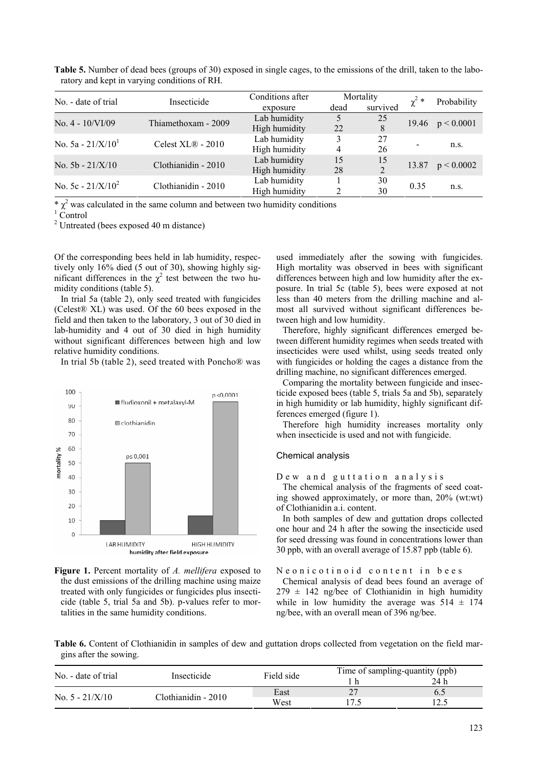**Table 5.** Number of dead bees (groups of 30) exposed in single cages, to the emissions of the drill, taken to the laboratory and kept in varying conditions of RH.

| No. - date of trial | Insecticide | Conditions after exposure | Mortality | | $\chi^2$ * | Probability |
|---|---|---|---|---|---|---|
| | | | dead | survived | | |
| No. 4 - 10/VI/09 | Thiamethoxam - 2009 | Lab humidity | 5 | 25 | 19.46 | $p < 0.0001$ |
| | | High humidity | 22 | 8 | | |
| No. 5a - 21/X/10[1] | Celest XL® - 2010 | Lab humidity | 3 | 27 | - | n.s. |
| | | High humidity | 4 | 26 | | |
| No. 5b - 21/X/10 | Clothianidin - 2010 | Lab humidity | 15 | 15 | 13.87 | $p < 0.0002$ |
| | | High humidity | 28 | 2 | | |
| No. 5c - 21/X/10[2] | Clothianidin - 2010 | Lab humidity | 1 | 30 | 0.35 | n.s. |
| | | High humidity | 2 | 30 | | |

\* $\chi^2$ was calculated in the same column and between two humidity conditions
[1] Control
[2] Untreated (bees exposed 40 m distance)

Of the corresponding bees held in lab humidity, respectively only 16% died (5 out of 30), showing highly significant differences in the $\chi^2$ test between the two humidity conditions (table 5).

In trial 5a (table 2), only seed treated with fungicides (Celest® XL) was used. Of the 60 bees exposed in the field and then taken to the laboratory, 3 out of 30 died in lab-humidity and 4 out of 30 died in high humidity without significant differences between high and low relative humidity conditions.

In trial 5b (table 2), seed treated with Poncho® was used immediately after the sowing with fungicides. High mortality was observed in bees with significant differences between high and low humidity after the exposure. In trial 5c (table 5), bees were exposed at not less than 40 meters from the drilling machine and almost all survived without significant differences between high and low humidity.

Therefore, highly significant differences emerged between different humidity regimes when seeds treated with insecticides were used whilst, using seeds treated only with fungicides or holding the cages a distance from the drilling machine, no significant differences emerged.

Comparing the mortality between fungicide and insecticide exposed bees (table 5, trials 5a and 5b), separately in high humidity or lab humidity, highly significant differences emerged (figure 1).

Therefore high humidity increases mortality only when insecticide is used and not with fungicide.

**Figure 1.** Percent mortality of *A. mellifera* exposed to the dust emissions of the drilling machine using maize treated with only fungicides or fungicides plus insecticide (table 5, trial 5a and 5b). p-values refer to mortalities in the same humidity conditions.

## Chemical analysis

### Dew and guttation analysis

The chemical analysis of the fragments of seed coating showed approximately, or more than, 20% (wt:wt) of Clothianidin a.i. content.

In both samples of dew and guttation drops collected one hour and 24 h after the sowing the insecticide used for seed dressing was found in concentrations lower than 30 ppb, with an overall average of 15.87 ppb (table 6).

### Neonicotinoid content in bees

Chemical analysis of dead bees found an average of 279 ± 142 ng/bee of Clothianidin in high humidity while in low humidity the average was 514 ± 174 ng/bee, with an overall mean of 396 ng/bee.

**Table 6.** Content of Clothianidin in samples of dew and guttation drops collected from vegetation on the field margins after the sowing.

| No. - date of trial | Insecticide | Field side | Time of sampling-quantity (ppb) | |
|---|---|---|---|---|
| | | | 1 h | 24 h |
| No. 5 - 21/X/10 | Clothianidin - 2010 | East | 27 | 6.5 |
| | | West | 17.5 | 12.5 |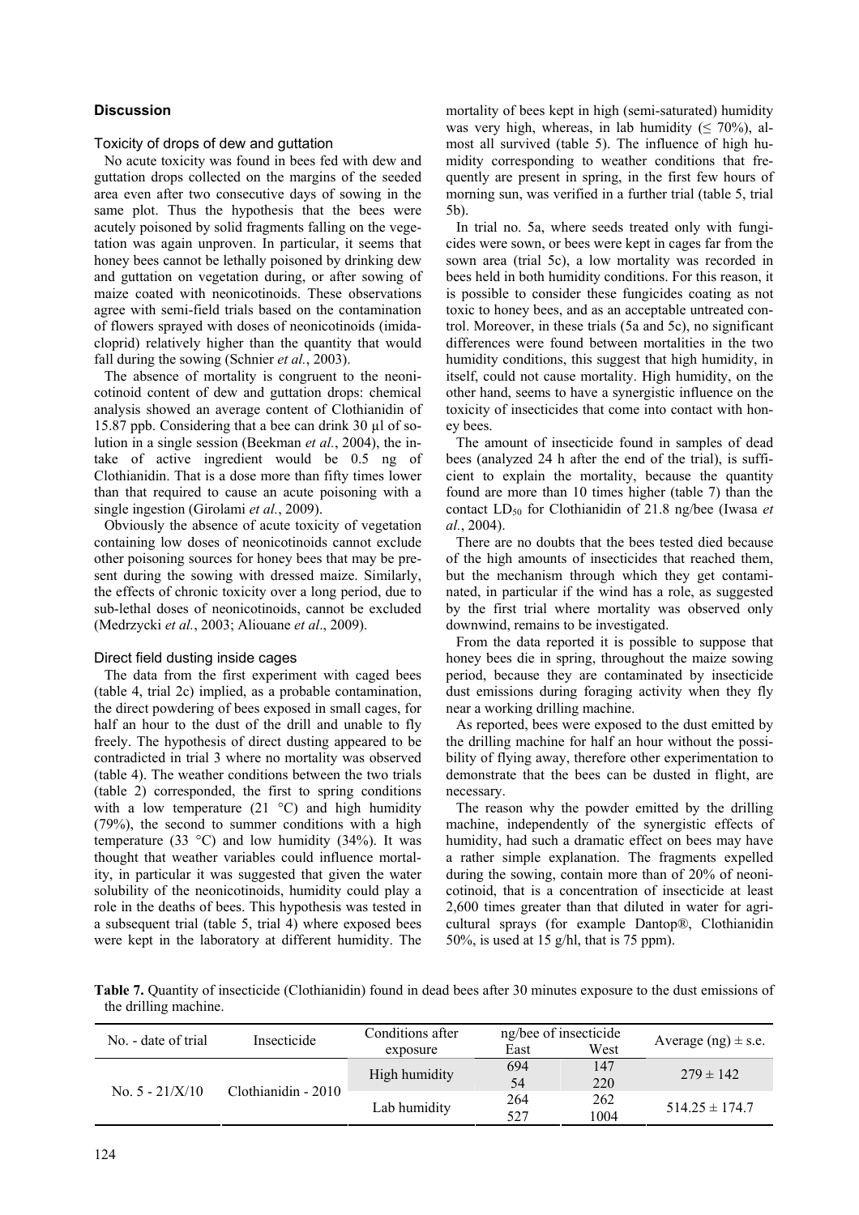## Discussion

### Toxicity of drops of dew and guttation

No acute toxicity was found in bees fed with dew and guttation drops collected on the margins of the seeded area even after two consecutive days of sowing in the same plot. Thus the hypothesis that the bees were acutely poisoned by solid fragments falling on the vegetation was again unproven. In particular, it seems that honey bees cannot be lethally poisoned by drinking dew and guttation on vegetation during, or after sowing of maize coated with neonicotinoids. These observations agree with semi-field trials based on the contamination of flowers sprayed with doses of neonicotinoids (imidacloprid) relatively higher than the quantity that would fall during the sowing (Schnier *et al.*, 2003).

The absence of mortality is congruent to the neonicotinoid content of dew and guttation drops: chemical analysis showed an average content of Clothianidin of 15.87 ppb. Considering that a bee can drink 30 µl of solution in a single session (Beekman *et al.*, 2004), the intake of active ingredient would be 0.5 ng of Clothianidin. That is a dose more than fifty times lower than that required to cause an acute poisoning with a single ingestion (Girolami *et al.*, 2009).

Obviously the absence of acute toxicity of vegetation containing low doses of neonicotinoids cannot exclude other poisoning sources for honey bees that may be present during the sowing with dressed maize. Similarly, the effects of chronic toxicity over a long period, due to sub-lethal doses of neonicotinoids, cannot be excluded (Medrzycki *et al.*, 2003; Aliouane *et al*., 2009).

### Direct field dusting inside cages

The data from the first experiment with caged bees (table 4, trial 2c) implied, as a probable contamination, the direct powdering of bees exposed in small cages, for half an hour to the dust of the drill and unable to fly freely. The hypothesis of direct dusting appeared to be contradicted in trial 3 where no mortality was observed (table 4). The weather conditions between the two trials (table 2) corresponded, the first to spring conditions with a low temperature (21 °C) and high humidity (79%), the second to summer conditions with a high temperature (33 °C) and low humidity (34%). It was thought that weather variables could influence mortality, in particular it was suggested that given the water solubility of the neonicotinoids, humidity could play a role in the deaths of bees. This hypothesis was tested in a subsequent trial (table 5, trial 4) where exposed bees were kept in the laboratory at different humidity. The mortality of bees kept in high (semi-saturated) humidity was very high, whereas, in lab humidity (≤ 70%), almost all survived (table 5). The influence of high humidity corresponding to weather conditions that frequently are present in spring, in the first few hours of morning sun, was verified in a further trial (table 5, trial 5b).

In trial no. 5a, where seeds treated only with fungicides were sown, or bees were kept in cages far from the sown area (trial 5c), a low mortality was recorded in bees held in both humidity conditions. For this reason, it is possible to consider these fungicides coating as not toxic to honey bees, and as an acceptable untreated control. Moreover, in these trials (5a and 5c), no significant differences were found between mortalities in the two humidity conditions, this suggest that high humidity, in itself, could not cause mortality. High humidity, on the other hand, seems to have a synergistic influence on the toxicity of insecticides that come into contact with honey bees.

The amount of insecticide found in samples of dead bees (analyzed 24 h after the end of the trial), is sufficient to explain the mortality, because the quantity found are more than 10 times higher (table 7) than the contact $LD_{50}$ for Clothianidin of 21.8 ng/bee (Iwasa *et al.*, 2004).

There are no doubts that the bees tested died because of the high amounts of insecticides that reached them, but the mechanism through which they get contaminated, in particular if the wind has a role, as suggested by the first trial where mortality was observed only downwind, remains to be investigated.

From the data reported it is possible to suppose that honey bees die in spring, throughout the maize sowing period, because they are contaminated by insecticide dust emissions during foraging activity when they fly near a working drilling machine.

As reported, bees were exposed to the dust emitted by the drilling machine for half an hour without the possibility of flying away, therefore other experimentation to demonstrate that the bees can be dusted in flight, are necessary.

The reason why the powder emitted by the drilling machine, independently of the synergistic effects of humidity, had such a dramatic effect on bees may have a rather simple explanation. The fragments expelled during the sowing, contain more than of 20% of neonicotinoid, that is a concentration of insecticide at least 2,600 times greater than that diluted in water for agricultural sprays (for example Dantop®, Clothianidin 50%, is used at 15 g/hl, that is 75 ppm).

**Table 7.** Quantity of insecticide (Clothianidin) found in dead bees after 30 minutes exposure to the dust emissions of the drilling machine.

| No. - date of trial | Insecticide | Conditions after exposure | ng/bee of insecticide East | ng/bee of insecticide West | Average (ng) ± s.e. |
|---|---|---|---|---|---|
| No. 5 - 21/X/10 | Clothianidin - 2010 | High humidity | 694 | 147 | 279 ± 142 |
| | | | 54 | 220 | |
| | | Lab humidity | 264 | 262 | 514.25 ± 174.7 |
| | | | 527 | 1004 | |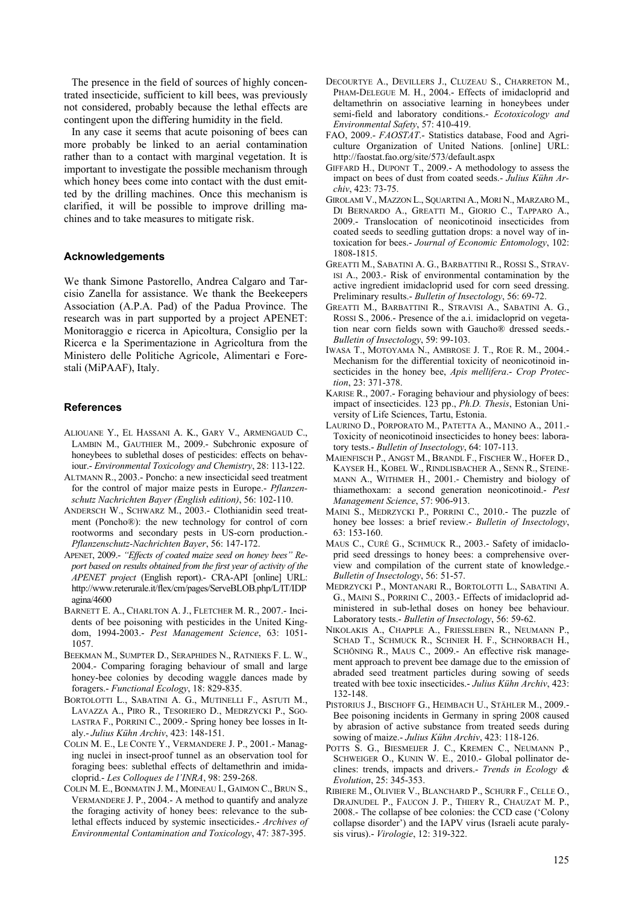The presence in the field of sources of highly concentrated insecticide, sufficient to kill bees, was previously not considered, probably because the lethal effects are contingent upon the differing humidity in the field.

In any case it seems that acute poisoning of bees can more probably be linked to an aerial contamination rather than to a contact with marginal vegetation. It is important to investigate the possible mechanism through which honey bees come into contact with the dust emitted by the drilling machines. Once this mechanism is clarified, it will be possible to improve drilling machines and to take measures to mitigate risk.

## Acknowledgements

We thank Simone Pastorello, Andrea Calgaro and Tarcisio Zanella for assistance. We thank the Beekeepers Association (A.P.A. Pad) of the Padua Province. The research was in part supported by a project APENET: Monitoraggio e ricerca in Apicoltura, Consiglio per la Ricerca e la Sperimentazione in Agricoltura from the Ministero delle Politiche Agricole, Alimentari e Forestali (MiPAAF), Italy.

## References

ALIOUANE Y., EL HASSANI A. K., GARY V., ARMENGAUD C., LAMBIN M., GAUTHIER M., 2009.- Subchronic exposure of honeybees to sublethal doses of pesticides: effects on behaviour.- *Environmental Toxicology and Chemistry*, 28: 113-122.

ALTMANN R., 2003.- Poncho: a new insecticidal seed treatment for the control of major maize pests in Europe.- *Pflanzenschutz Nachrichten Bayer (English edition)*, 56: 102-110.

ANDERSCH W., SCHWARZ M., 2003.- Clothianidin seed treatment (Poncho®): the new technology for control of corn rootworms and secondary pests in US-corn production.- *Pflanzenschutz-Nachrichten Bayer*, 56: 147-172.

APENET, 2009.- *"Effects of coated maize seed on honey bees" Report based on results obtained from the first year of activity of the APENET project* (English report).- CRA-API [online] URL: http://www.reterurale.it/flex/cm/pages/ServeBLOB.php/L/IT/IDPagina/4600

BARNETT E. A., CHARLTON A. J., FLETCHER M. R., 2007.- Incidents of bee poisoning with pesticides in the United Kingdom, 1994-2003.- *Pest Management Science*, 63: 1051-1057.

BEEKMAN M., SUMPTER D., SERAPHIDES N., RATNIEKS F. L. W., 2004.- Comparing foraging behaviour of small and large honey-bee colonies by decoding waggle dances made by foragers.- *Functional Ecology*, 18: 829-835.

BORTOLOTTI L., SABATINI A. G., MUTINELLI F., ASTUTI M., LAVAZZA A., PIRO R., TESORIERO D., MEDRZYCKI P., SGOLASTRA F., PORRINI C., 2009.- Spring honey bee losses in Italy.- *Julius Kühn Archiv*, 423: 148-151.

COLIN M. E., LE CONTE Y., VERMANDERE J. P., 2001.- Managing nuclei in insect-proof tunnel as an observation tool for foraging bees: sublethal effects of deltamethrin and imidacloprid.- *Les Colloques de l'INRA*, 98: 259-268.

COLIN M. E., BONMATIN J. M., MOINEAU I., GAIMON C., BRUN S., VERMANDERE J. P., 2004.- A method to quantify and analyze the foraging activity of honey bees: relevance to the sublethal effects induced by systemic insecticides.- *Archives of Environmental Contamination and Toxicology*, 47: 387-395.

DECOURTYE A., DEVILLERS J., CLUZEAU S., CHARRETON M., PHAM-DELEGUE M. H., 2004.- Effects of imidacloprid and deltamethrin on associative learning in honeybees under semi-field and laboratory conditions.- *Ecotoxicology and Environmental Safety*, 57: 410-419.

FAO, 2009.- *FAOSTAT*.- Statistics database, Food and Agriculture Organization of United Nations. [online] URL: http://faostat.fao.org/site/573/default.aspx

GIFFARD H., DUPONT T., 2009.- A methodology to assess the impact on bees of dust from coated seeds.- *Julius Kühn Archiv*, 423: 73-75.

GIROLAMI V., MAZZON L., SQUARTINI A., MORI N., MARZARO M., DI BERNARDO A., GREATTI M., GIORIO C., TAPPARO A., 2009.- Translocation of neonicotinoid insecticides from coated seeds to seedling guttation drops: a novel way of intoxication for bees.- *Journal of Economic Entomology*, 102: 1808-1815.

GREATTI M., SABATINI A. G., BARBATTINI R., ROSSI S., STRAVISI A., 2003.- Risk of environmental contamination by the active ingredient imidacloprid used for corn seed dressing. Preliminary results.- *Bulletin of Insectology*, 56: 69-72.

GREATTI M., BARBATTINI R., STRAVISI A., SABATINI A. G., ROSSI S., 2006.- Presence of the a.i. imidacloprid on vegetation near corn fields sown with Gaucho® dressed seeds.- *Bulletin of Insectology*, 59: 99-103.

IWASA T., MOTOYAMA N., AMBROSE J. T., ROE R. M., 2004.- Mechanism for the differential toxicity of neonicotinoid insecticides in the honey bee, *Apis mellifera*.- *Crop Protection*, 23: 371-378.

KARISE R., 2007.- Foraging behaviour and physiology of bees: impact of insecticides. 123 pp., *Ph.D. Thesis*, Estonian University of Life Sciences, Tartu, Estonia.

LAURINO D., PORPORATO M., PATETTA A., MANINO A., 2011.- Toxicity of neonicotinoid insecticides to honey bees: laboratory tests.- *Bulletin of Insectology*, 64: 107-113.

MAIENFISCH P., ANGST M., BRANDL F., FISCHER W., HOFER D., KAYSER H., KOBEL W., RINDLISBACHER A., SENN R., STEINEMANN A., WITHMER H., 2001.- Chemistry and biology of thiamethoxam: a second generation neonicotinoid.- *Pest Management Science*, 57: 906-913.

MAINI S., MEDRZYCKI P., PORRINI C., 2010.- The puzzle of honey bee losses: a brief review.- *Bulletin of Insectology*, 63: 153-160.

MAUS C., CURÉ G., SCHMUCK R., 2003.- Safety of imidacloprid seed dressings to honey bees: a comprehensive overview and compilation of the current state of knowledge.- *Bulletin of Insectology*, 56: 51-57.

MEDRZYCKI P., MONTANARI R., BORTOLOTTI L., SABATINI A. G., MAINI S., PORRINI C., 2003.- Effects of imidacloprid administered in sub-lethal doses on honey bee behaviour. Laboratory tests.- *Bulletin of Insectology*, 56: 59-62.

NIKOLAKIS A., CHAPPLE A., FRIESSLEBEN R., NEUMANN P., SCHAD T., SCHMUCK R., SCHNIER H. F., SCHNORBACH H., SCHÖNING R., MAUS C., 2009.- An effective risk management approach to prevent bee damage due to the emission of abraded seed treatment particles during sowing of seeds treated with bee toxic insecticides.- *Julius Kühn Archiv*, 423: 132-148.

PISTORIUS J., BISCHOFF G., HEIMBACH U., STÄHLER M., 2009.- Bee poisoning incidents in Germany in spring 2008 caused by abrasion of active substance from treated seeds during sowing of maize.- *Julius Kühn Archiv*, 423: 118-126.

POTTS S. G., BIESMEIJER J. C., KREMEN C., NEUMANN P., SCHWEIGER O., KUNIN W. E., 2010.- Global pollinator declines: trends, impacts and drivers.- *Trends in Ecology & Evolution*, 25: 345-353.

RIBIERE M., OLIVIER V., BLANCHARD P., SCHURR F., CELLE O., DRAJNUDEL P., FAUCON J. P., THIERY R., CHAUZAT M. P., 2008.- The collapse of bee colonies: the CCD case ('Colony collapse disorder') and the IAPV virus (Israeli acute paralysis virus).- *Virologie*, 12: 319-322.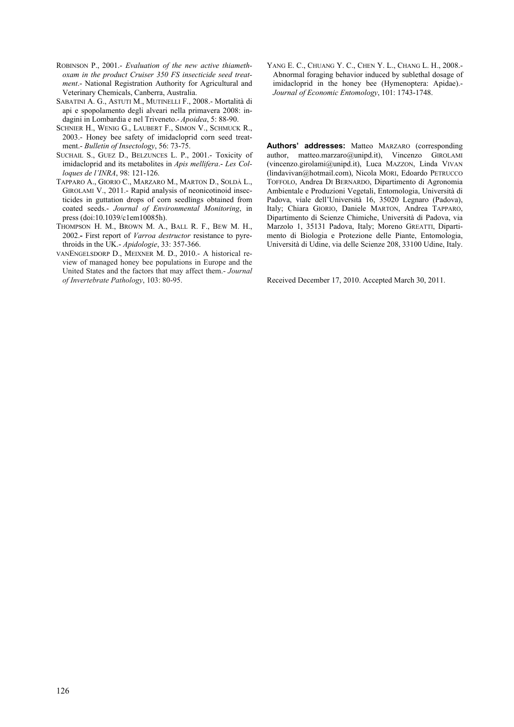ROBINSON P., 2001.- *Evaluation of the new active thiamethoxam in the product Cruiser 350 FS insecticide seed treatment*.- National Registration Authority for Agricultural and Veterinary Chemicals, Canberra, Australia.

SABATINI A. G., ASTUTI M., MUTINELLI F., 2008.- Mortalità di api e spopolamento degli alveari nella primavera 2008: indagini in Lombardia e nel Triveneto.- *Apoidea*, 5: 88-90.

SCHNIER H., WENIG G., LAUBERT F., SIMON V., SCHMUCK R., 2003.- Honey bee safety of imidacloprid corn seed treatment.- *Bulletin of Insectology*, 56: 73-75.

SUCHAIL S., GUEZ D., BELZUNCES L. P., 2001.- Toxicity of imidacloprid and its metabolites in *Apis mellifera*.- *Les Colloques de l'INRA*, 98: 121-126.

TAPPARO A., GIORIO C., MARZARO M., MARTON D., SOLDÀ L., GIROLAMI V., 2011.- Rapid analysis of neonicotinoid insecticides in guttation drops of corn seedlings obtained from coated seeds.- *Journal of Environmental Monitoring*, in press (doi:10.1039/c1em10085h).

THOMPSON H. M., BROWN M. A., BALL R. F., BEW M. H., 2002.- First report of *Varroa destructor* resistance to pyrethroids in the UK.- *Apidologie*, 33: 357-366.

VANENGELSDORP D., MEIXNER M. D., 2010.- A historical review of managed honey bee populations in Europe and the United States and the factors that may affect them.- *Journal of Invertebrate Pathology*, 103: 80-95.

YANG E. C., CHUANG Y. C., CHEN Y. L., CHANG L. H., 2008.- Abnormal foraging behavior induced by sublethal dosage of imidacloprid in the honey bee (Hymenoptera: Apidae).- *Journal of Economic Entomology*, 101: 1743-1748.

**Authors' addresses:** Matteo MARZARO (corresponding author, matteo.marzaro@unipd.it), Vincenzo GIROLAMI (vincenzo.girolami@unipd.it), Luca MAZZON, Linda VIVAN (lindavivan@hotmail.com), Nicola MORI, Edoardo PETRUCCO TOFFOLO, Andrea DI BERNARDO, Dipartimento di Agronomia Ambientale e Produzioni Vegetali, Entomologia, Università di Padova, viale dell'Università 16, 35020 Legnaro (Padova), Italy; Chiara GIORIO, Daniele MARTON, Andrea TAPPARO, Dipartimento di Scienze Chimiche, Università di Padova, via Marzolo 1, 35131 Padova, Italy; Moreno GREATTI, Dipartimento di Biologia e Protezione delle Piante, Entomologia, Università di Udine, via delle Scienze 208, 33100 Udine, Italy.

Received December 17, 2010. Accepted March 30, 2011.